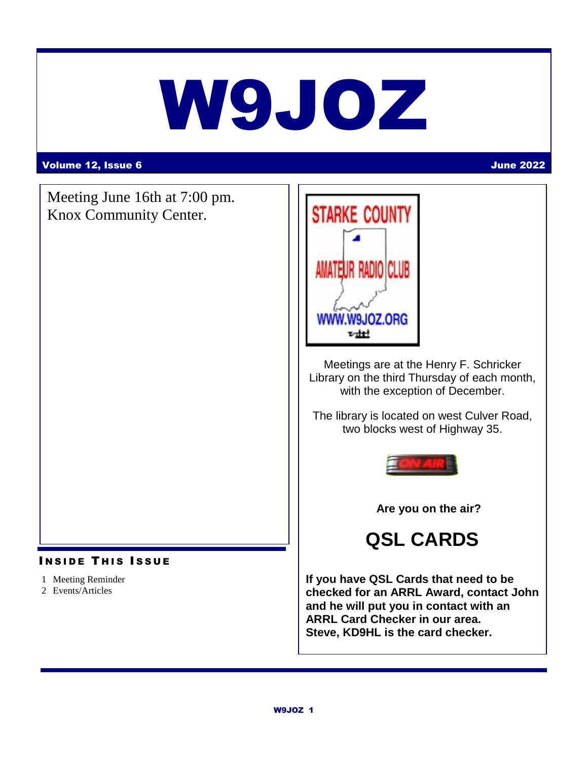# W9JOZ

**Volume 12, Issue 6** **June 2022**

Meeting June 16th at 7:00 pm.
Knox Community Center.

Meetings are at the Henry F. Schricker Library on the third Thursday of each month, with the exception of December.

The library is located on west Culver Road, two blocks west of Highway 35.

**Are you on the air?**

## QSL CARDS

**If you have QSL Cards that need to be checked for an ARRL Award, contact John and he will put you in contact with an ARRL Card Checker in our area.
Steve, KD9HL is the card checker.**

### Inside This Issue

1 Meeting Reminder
2 Events/Articles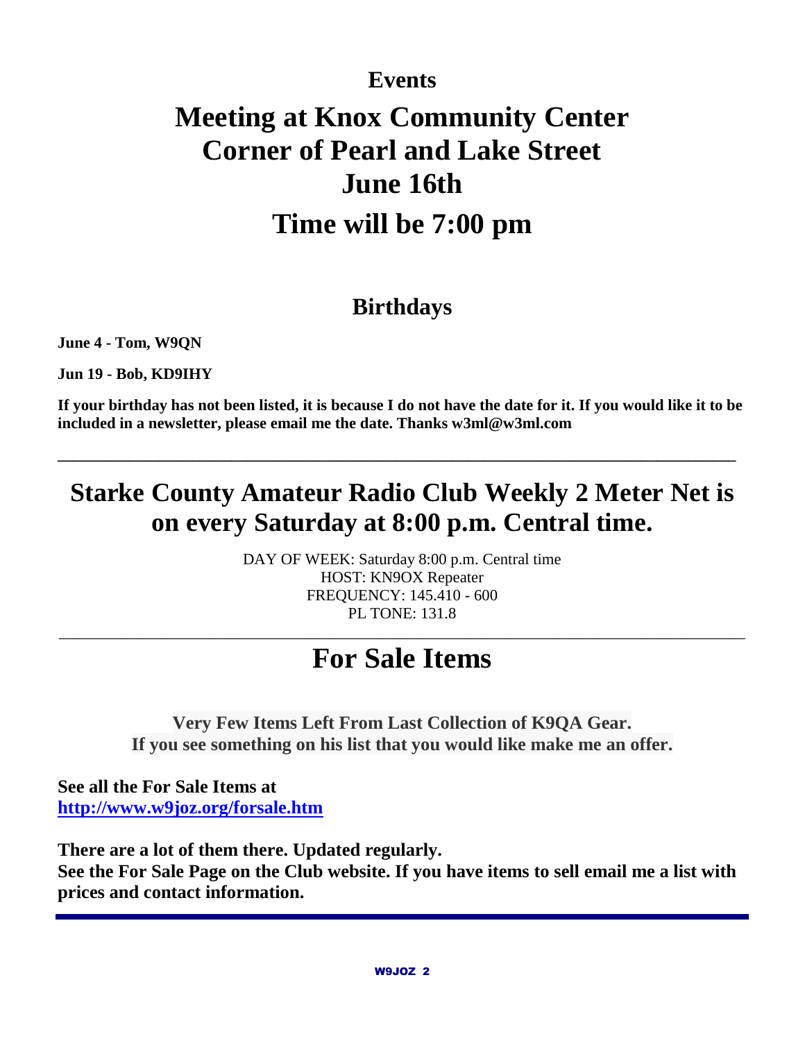## Events

# Meeting at Knox Community Center
# Corner of Pearl and Lake Street
# June 16th
# Time will be 7:00 pm

## Birthdays

**June 4 - Tom, W9QN**

**Jun 19 - Bob, KD9IHY**

**If your birthday has not been listed, it is because I do not have the date for it. If you would like it to be included in a newsletter, please email me the date. Thanks w3ml@w3ml.com**

---

## Starke County Amateur Radio Club Weekly 2 Meter Net is on every Saturday at 8:00 p.m. Central time.

DAY OF WEEK: Saturday 8:00 p.m. Central time
HOST: KN9OX Repeater
FREQUENCY: 145.410 - 600
PL TONE: 131.8

---

# For Sale Items

**Very Few Items Left From Last Collection of K9QA Gear.**
**If you see something on his list that you would like make me an offer.**

**See all the For Sale Items at**
**http://www.w9joz.org/forsale.htm**

**There are a lot of them there. Updated regularly.**
**See the For Sale Page on the Club website. If you have items to sell email me a list with prices and contact information.**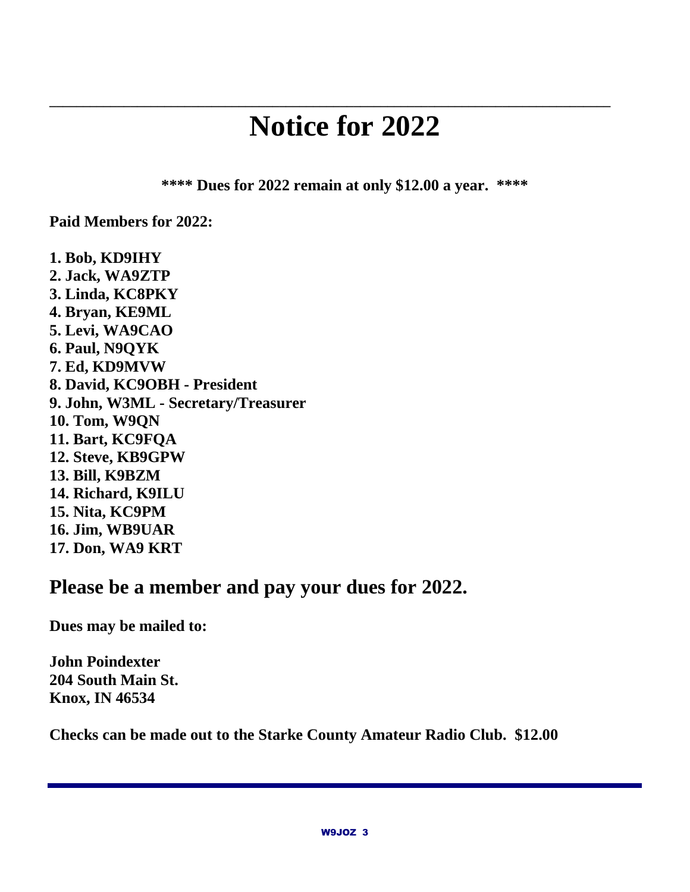# Notice for 2022

**\*\*\*\* Dues for 2022 remain at only $12.00 a year. \*\*\*\***

**Paid Members for 2022:**

**1. Bob, KD9IHY**
**2. Jack, WA9ZTP**
**3. Linda, KC8PKY**
**4. Bryan, KE9ML**
**5. Levi, WA9CAO**
**6. Paul, N9QYK**
**7. Ed, KD9MVW**
**8. David, KC9OBH - President**
**9. John, W3ML - Secretary/Treasurer**
**10. Tom, W9QN**
**11. Bart, KC9FQA**
**12. Steve, KB9GPW**
**13. Bill, K9BZM**
**14. Richard, K9ILU**
**15. Nita, KC9PM**
**16. Jim, WB9UAR**
**17. Don, WA9 KRT**

## Please be a member and pay your dues for 2022.

**Dues may be mailed to:**

**John Poindexter**
**204 South Main St.**
**Knox, IN 46534**

**Checks can be made out to the Starke County Amateur Radio Club. $12.00**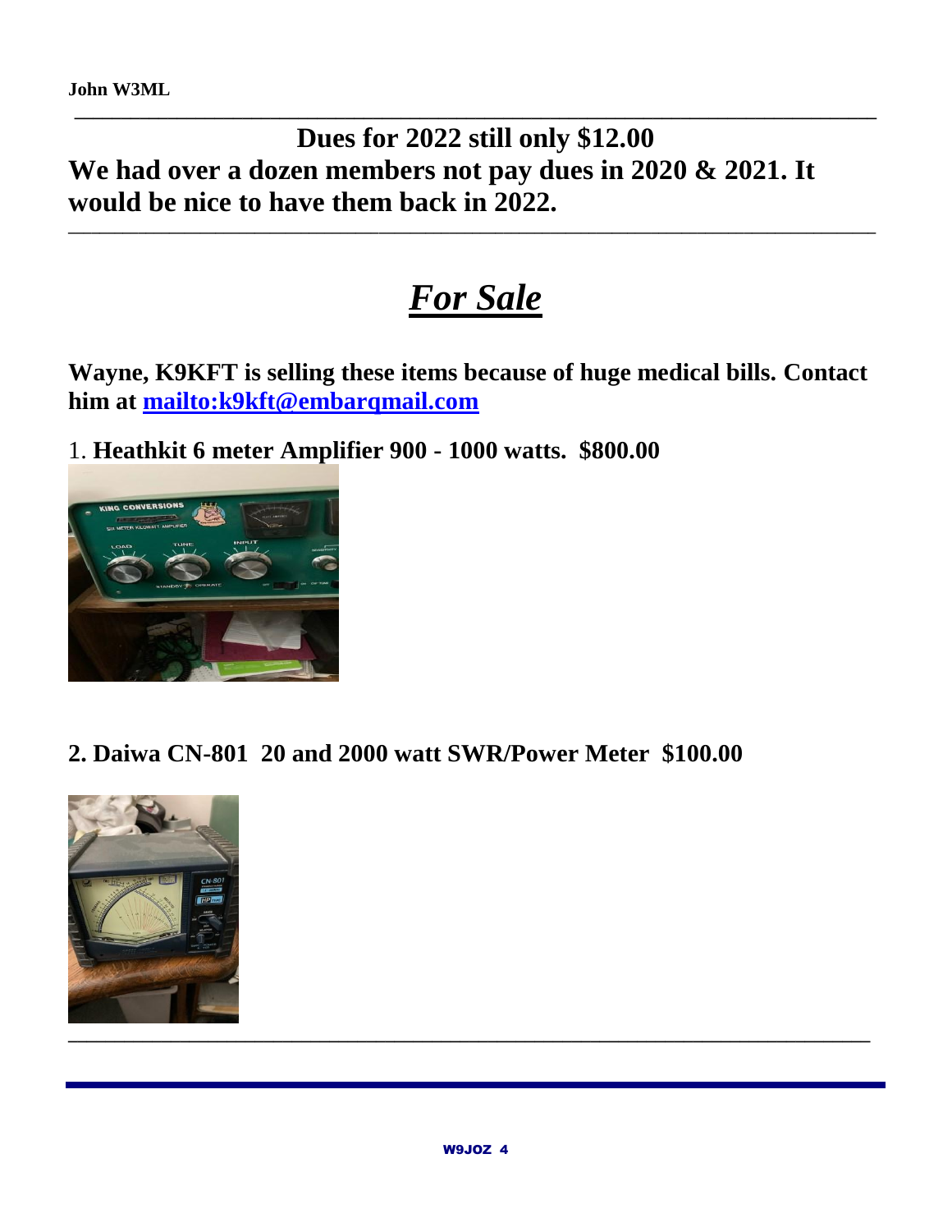**John W3ML**

---

**Dues for 2022 still only $12.00**

**We had over a dozen members not pay dues in 2020 & 2021. It would be nice to have them back in 2022.**

---

# ***For Sale***

**Wayne, K9KFT is selling these items because of huge medical bills. Contact him at [mailto:k9kft@embarqmail.com](mailto:k9kft@embarqmail.com)**

1. **Heathkit 6 meter Amplifier 900 - 1000 watts. $800.00**

2. **Daiwa CN-801 20 and 2000 watt SWR/Power Meter $100.00**

---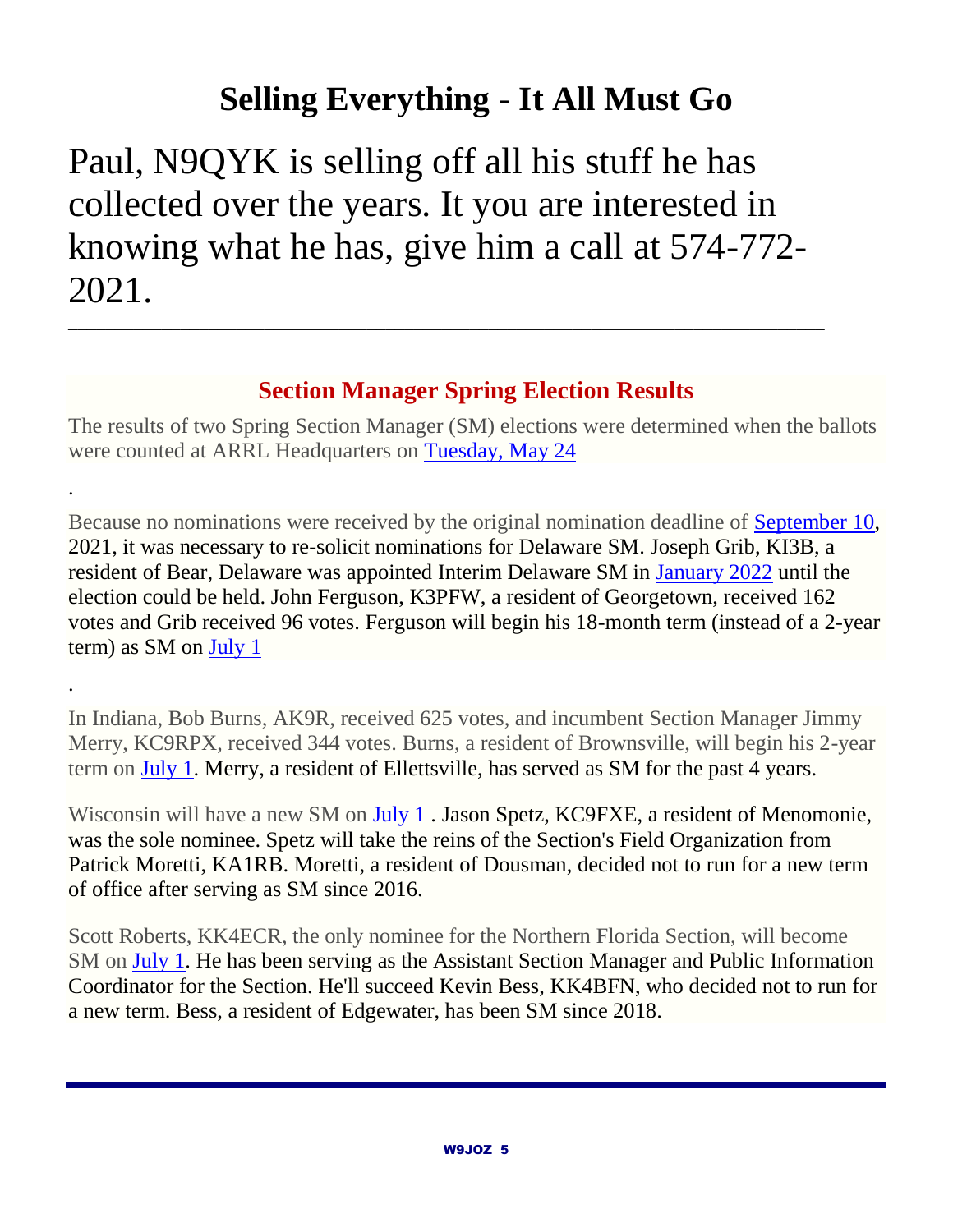# Selling Everything - It All Must Go

Paul, N9QYK is selling off all his stuff he has collected over the years. It you are interested in knowing what he has, give him a call at 574-772-2021.

---

## Section Manager Spring Election Results

The results of two Spring Section Manager (SM) elections were determined when the ballots were counted at ARRL Headquarters on Tuesday, May 24

.

Because no nominations were received by the original nomination deadline of September 10, 2021, it was necessary to re-solicit nominations for Delaware SM. Joseph Grib, KI3B, a resident of Bear, Delaware was appointed Interim Delaware SM in January 2022 until the election could be held. John Ferguson, K3PFW, a resident of Georgetown, received 162 votes and Grib received 96 votes. Ferguson will begin his 18-month term (instead of a 2-year term) as SM on July 1

.

In Indiana, Bob Burns, AK9R, received 625 votes, and incumbent Section Manager Jimmy Merry, KC9RPX, received 344 votes. Burns, a resident of Brownsville, will begin his 2-year term on July 1. Merry, a resident of Ellettsville, has served as SM for the past 4 years.

Wisconsin will have a new SM on July 1 . Jason Spetz, KC9FXE, a resident of Menomonie, was the sole nominee. Spetz will take the reins of the Section's Field Organization from Patrick Moretti, KA1RB. Moretti, a resident of Dousman, decided not to run for a new term of office after serving as SM since 2016.

Scott Roberts, KK4ECR, the only nominee for the Northern Florida Section, will become SM on July 1. He has been serving as the Assistant Section Manager and Public Information Coordinator for the Section. He'll succeed Kevin Bess, KK4BFN, who decided not to run for a new term. Bess, a resident of Edgewater, has been SM since 2018.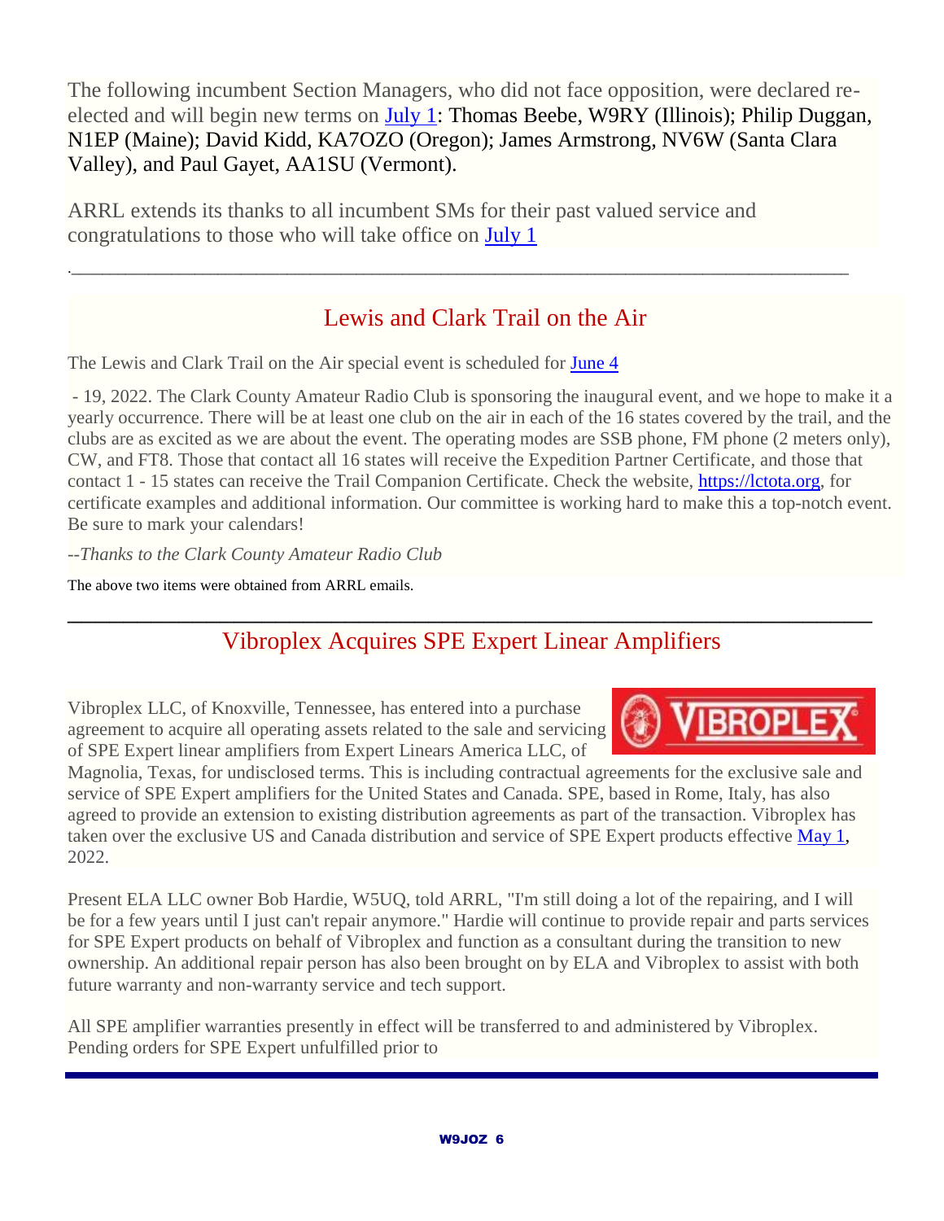The following incumbent Section Managers, who did not face opposition, were declared re-elected and will begin new terms on July 1: Thomas Beebe, W9RY (Illinois); Philip Duggan, N1EP (Maine); David Kidd, KA7OZO (Oregon); James Armstrong, NV6W (Santa Clara Valley), and Paul Gayet, AA1SU (Vermont).

ARRL extends its thanks to all incumbent SMs for their past valued service and congratulations to those who will take office on July 1

.

---

## Lewis and Clark Trail on the Air

The Lewis and Clark Trail on the Air special event is scheduled for June 4

- 19, 2022. The Clark County Amateur Radio Club is sponsoring the inaugural event, and we hope to make it a yearly occurrence. There will be at least one club on the air in each of the 16 states covered by the trail, and the clubs are as excited as we are about the event. The operating modes are SSB phone, FM phone (2 meters only), CW, and FT8. Those that contact all 16 states will receive the Expedition Partner Certificate, and those that contact 1 - 15 states can receive the Trail Companion Certificate. Check the website, https://lctota.org, for certificate examples and additional information. Our committee is working hard to make this a top-notch event. Be sure to mark your calendars!

--*Thanks to the Clark County Amateur Radio Club*

The above two items were obtained from ARRL emails.

---

## Vibroplex Acquires SPE Expert Linear Amplifiers

Vibroplex LLC, of Knoxville, Tennessee, has entered into a purchase agreement to acquire all operating assets related to the sale and servicing of SPE Expert linear amplifiers from Expert Linears America LLC, of Magnolia, Texas, for undisclosed terms. This is including contractual agreements for the exclusive sale and service of SPE Expert amplifiers for the United States and Canada. SPE, based in Rome, Italy, has also agreed to provide an extension to existing distribution agreements as part of the transaction. Vibroplex has taken over the exclusive US and Canada distribution and service of SPE Expert products effective May 1, 2022.

Present ELA LLC owner Bob Hardie, W5UQ, told ARRL, "I'm still doing a lot of the repairing, and I will be for a few years until I just can't repair anymore." Hardie will continue to provide repair and parts services for SPE Expert products on behalf of Vibroplex and function as a consultant during the transition to new ownership. An additional repair person has also been brought on by ELA and Vibroplex to assist with both future warranty and non-warranty service and tech support.

All SPE amplifier warranties presently in effect will be transferred to and administered by Vibroplex. Pending orders for SPE Expert unfulfilled prior to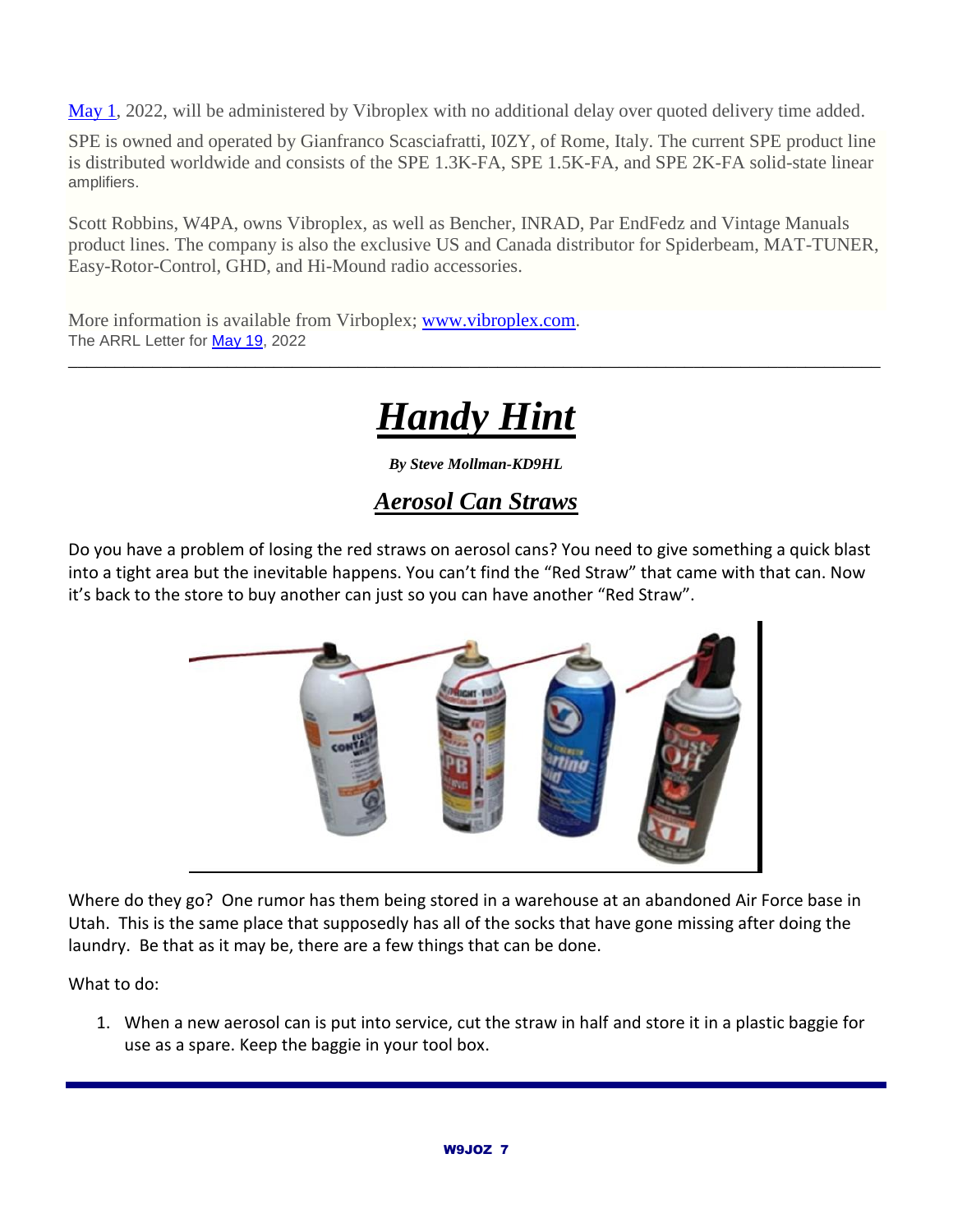[May 1](#), 2022, will be administered by Vibroplex with no additional delay over quoted delivery time added.

SPE is owned and operated by Gianfranco Scasciafratti, I0ZY, of Rome, Italy. The current SPE product line is distributed worldwide and consists of the SPE 1.3K-FA, SPE 1.5K-FA, and SPE 2K-FA solid-state linear amplifiers.

Scott Robbins, W4PA, owns Vibroplex, as well as Bencher, INRAD, Par EndFedz and Vintage Manuals product lines. The company is also the exclusive US and Canada distributor for Spiderbeam, MAT-TUNER, Easy-Rotor-Control, GHD, and Hi-Mound radio accessories.

More information is available from Virboplex; [www.vibroplex.com](http://www.vibroplex.com).
The ARRL Letter for [May 19](#), 2022

---

# ***Handy Hint***

***By Steve Mollman-KD9HL***

## ***Aerosol Can Straws***

Do you have a problem of losing the red straws on aerosol cans? You need to give something a quick blast into a tight area but the inevitable happens. You can't find the "Red Straw" that came with that can. Now it's back to the store to buy another can just so you can have another "Red Straw".

Where do they go? One rumor has them being stored in a warehouse at an abandoned Air Force base in Utah. This is the same place that supposedly has all of the socks that have gone missing after doing the laundry. Be that as it may be, there are a few things that can be done.

What to do:

1. When a new aerosol can is put into service, cut the straw in half and store it in a plastic baggie for use as a spare. Keep the baggie in your tool box.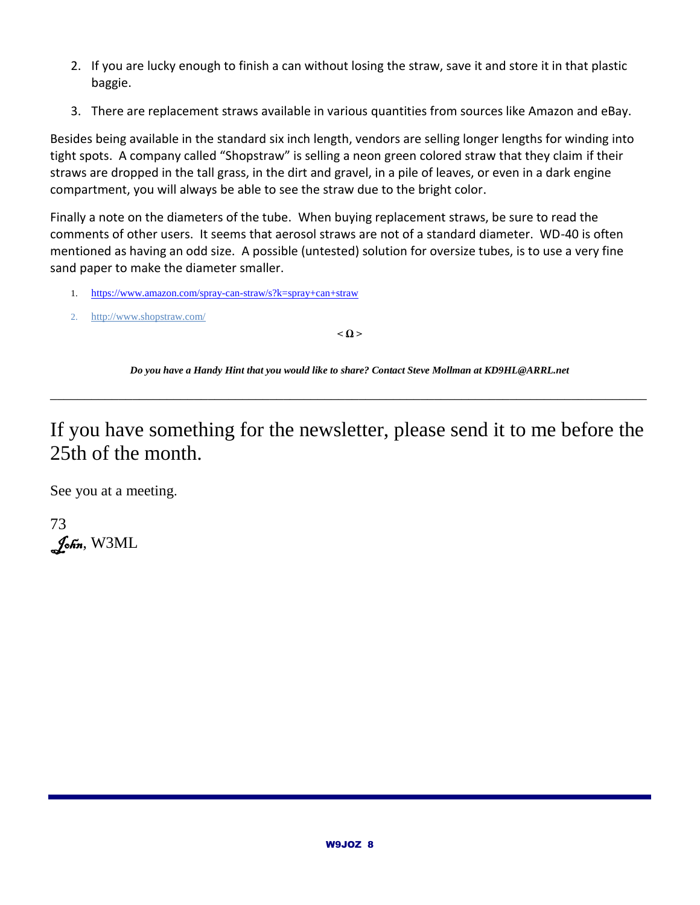2. If you are lucky enough to finish a can without losing the straw, save it and store it in that plastic baggie.
3. There are replacement straws available in various quantities from sources like Amazon and eBay.

Besides being available in the standard six inch length, vendors are selling longer lengths for winding into tight spots. A company called "Shopstraw" is selling a neon green colored straw that they claim if their straws are dropped in the tall grass, in the dirt and gravel, in a pile of leaves, or even in a dark engine compartment, you will always be able to see the straw due to the bright color.

Finally a note on the diameters of the tube. When buying replacement straws, be sure to read the comments of other users. It seems that aerosol straws are not of a standard diameter. WD-40 is often mentioned as having an odd size. A possible (untested) solution for oversize tubes, is to use a very fine sand paper to make the diameter smaller.

1. https://www.amazon.com/spray-can-straw/s?k=spray+can+straw
2. http://www.shopstraw.com/

< Ω >

***Do you have a Handy Hint that you would like to share? Contact Steve Mollman at KD9HL@ARRL.net***

---

If you have something for the newsletter, please send it to me before the 25th of the month.

See you at a meeting.

73
*John*, W3ML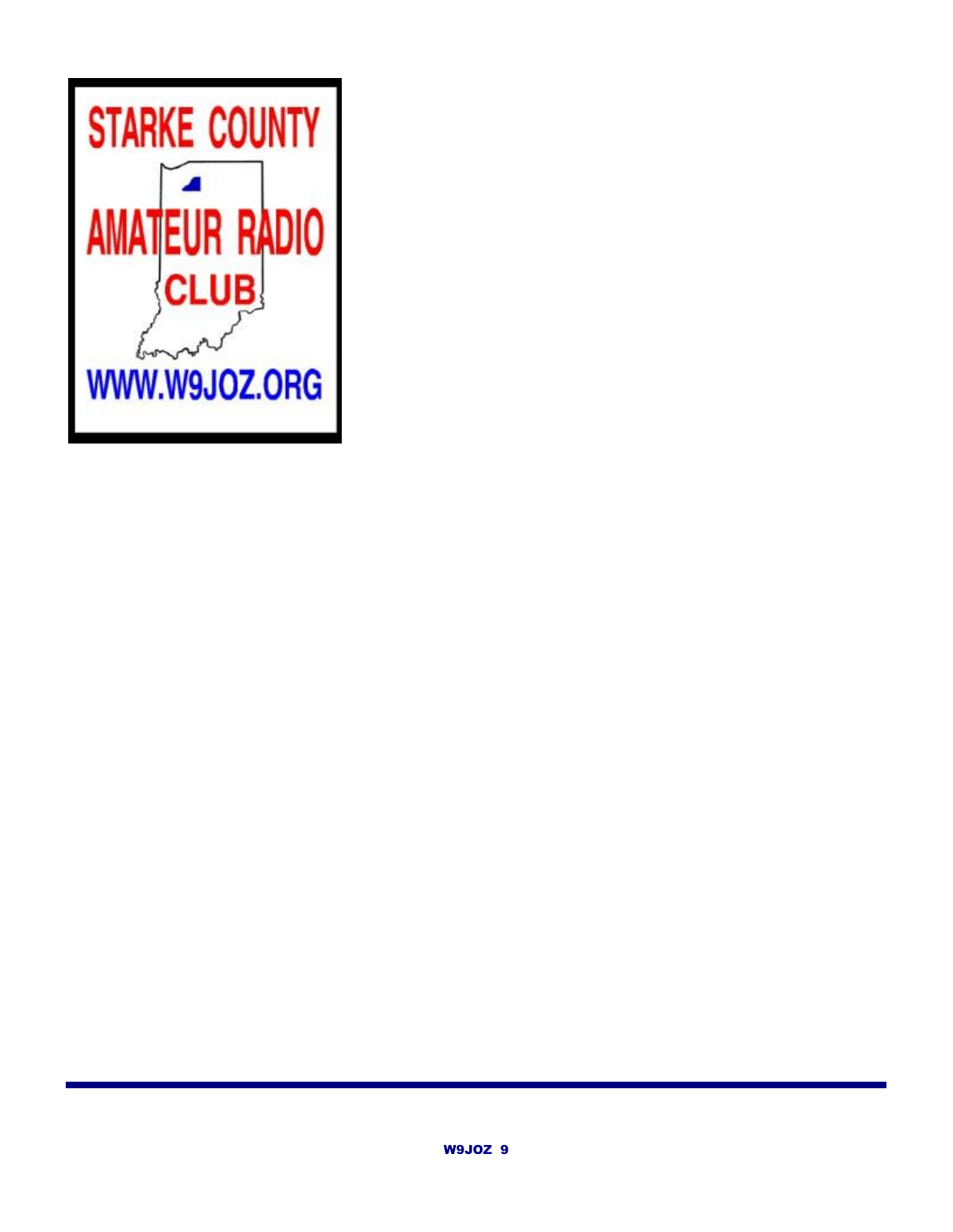STARKE COUNTY

AMATEUR RADIO

CLUB

WWW.W9JOZ.ORG